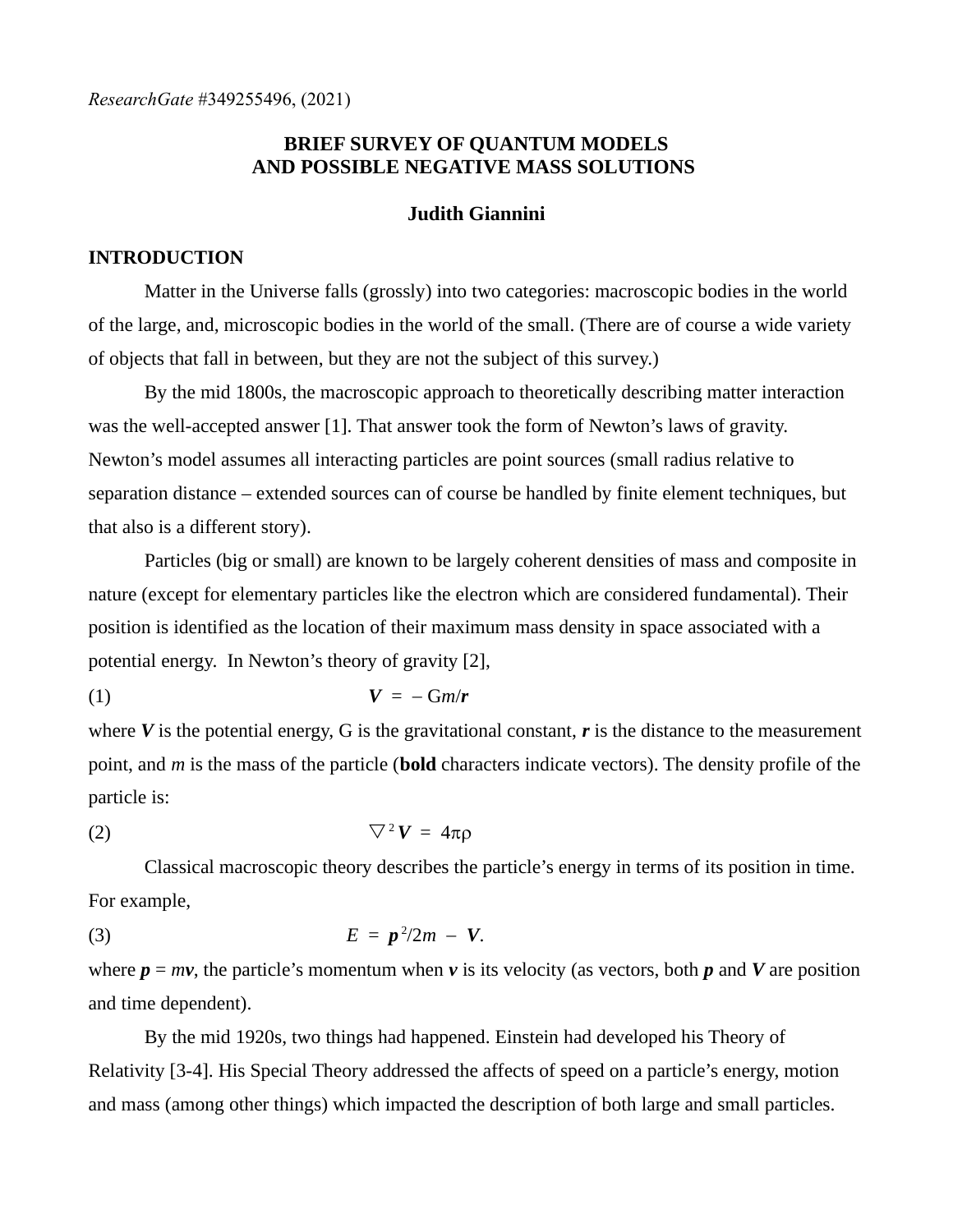*ResearchGate* #349255496, (2021)

# BRIEF SURVEY OF QUANTUM MODELS AND POSSIBLE NEGATIVE MASS SOLUTIONS

**Judith Giannini**

## INTRODUCTION

Matter in the Universe falls (grossly) into two categories: macroscopic bodies in the world of the large, and, microscopic bodies in the world of the small. (There are of course a wide variety of objects that fall in between, but they are not the subject of this survey.)

By the mid 1800s, the macroscopic approach to theoretically describing matter interaction was the well-accepted answer [1]. That answer took the form of Newton's laws of gravity. Newton's model assumes all interacting particles are point sources (small radius relative to separation distance – extended sources can of course be handled by finite element techniques, but that also is a different story).

Particles (big or small) are known to be largely coherent densities of mass and composite in nature (except for elementary particles like the electron which are considered fundamental). Their position is identified as the location of their maximum mass density in space associated with a potential energy. In Newton's theory of gravity [2],

$$\mathbf{V} = -\mathrm{G}m/\mathbf{r} \tag{1}$$

where $\mathbf{V}$ is the potential energy, G is the gravitational constant, $\mathbf{r}$ is the distance to the measurement point, and $m$ is the mass of the particle (**bold** characters indicate vectors). The density profile of the particle is:

$$\nabla^2\mathbf{V} = 4\pi\rho \tag{2}$$

Classical macroscopic theory describes the particle's energy in terms of its position in time. For example,

$$E = \mathbf{p}^2/2m - \mathbf{V}. \tag{3}$$

where $\mathbf{p} = m\mathbf{v}$, the particle's momentum when $\mathbf{v}$ is its velocity (as vectors, both $\mathbf{p}$ and $\mathbf{V}$ are position and time dependent).

By the mid 1920s, two things had happened. Einstein had developed his Theory of Relativity [3-4]. His Special Theory addressed the affects of speed on a particle's energy, motion and mass (among other things) which impacted the description of both large and small particles.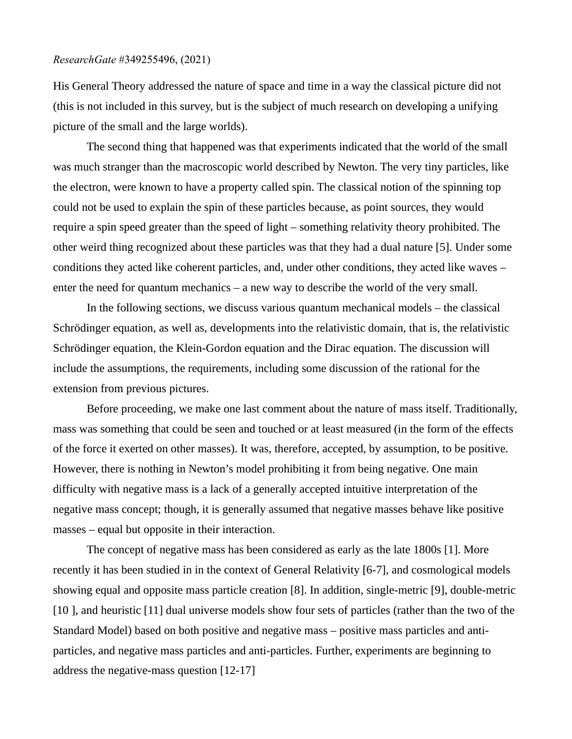His General Theory addressed the nature of space and time in a way the classical picture did not (this is not included in this survey, but is the subject of much research on developing a unifying picture of the small and the large worlds).

The second thing that happened was that experiments indicated that the world of the small was much stranger than the macroscopic world described by Newton. The very tiny particles, like the electron, were known to have a property called spin. The classical notion of the spinning top could not be used to explain the spin of these particles because, as point sources, they would require a spin speed greater than the speed of light – something relativity theory prohibited. The other weird thing recognized about these particles was that they had a dual nature [5]. Under some conditions they acted like coherent particles, and, under other conditions, they acted like waves – enter the need for quantum mechanics – a new way to describe the world of the very small.

In the following sections, we discuss various quantum mechanical models – the classical Schrödinger equation, as well as, developments into the relativistic domain, that is, the relativistic Schrödinger equation, the Klein-Gordon equation and the Dirac equation. The discussion will include the assumptions, the requirements, including some discussion of the rational for the extension from previous pictures.

Before proceeding, we make one last comment about the nature of mass itself. Traditionally, mass was something that could be seen and touched or at least measured (in the form of the effects of the force it exerted on other masses). It was, therefore, accepted, by assumption, to be positive. However, there is nothing in Newton's model prohibiting it from being negative. One main difficulty with negative mass is a lack of a generally accepted intuitive interpretation of the negative mass concept; though, it is generally assumed that negative masses behave like positive masses – equal but opposite in their interaction.

The concept of negative mass has been considered as early as the late 1800s [1]. More recently it has been studied in in the context of General Relativity [6-7], and cosmological models showing equal and opposite mass particle creation [8]. In addition, single-metric [9], double-metric [10 ], and heuristic [11] dual universe models show four sets of particles (rather than the two of the Standard Model) based on both positive and negative mass – positive mass particles and anti-particles, and negative mass particles and anti-particles. Further, experiments are beginning to address the negative-mass question [12-17]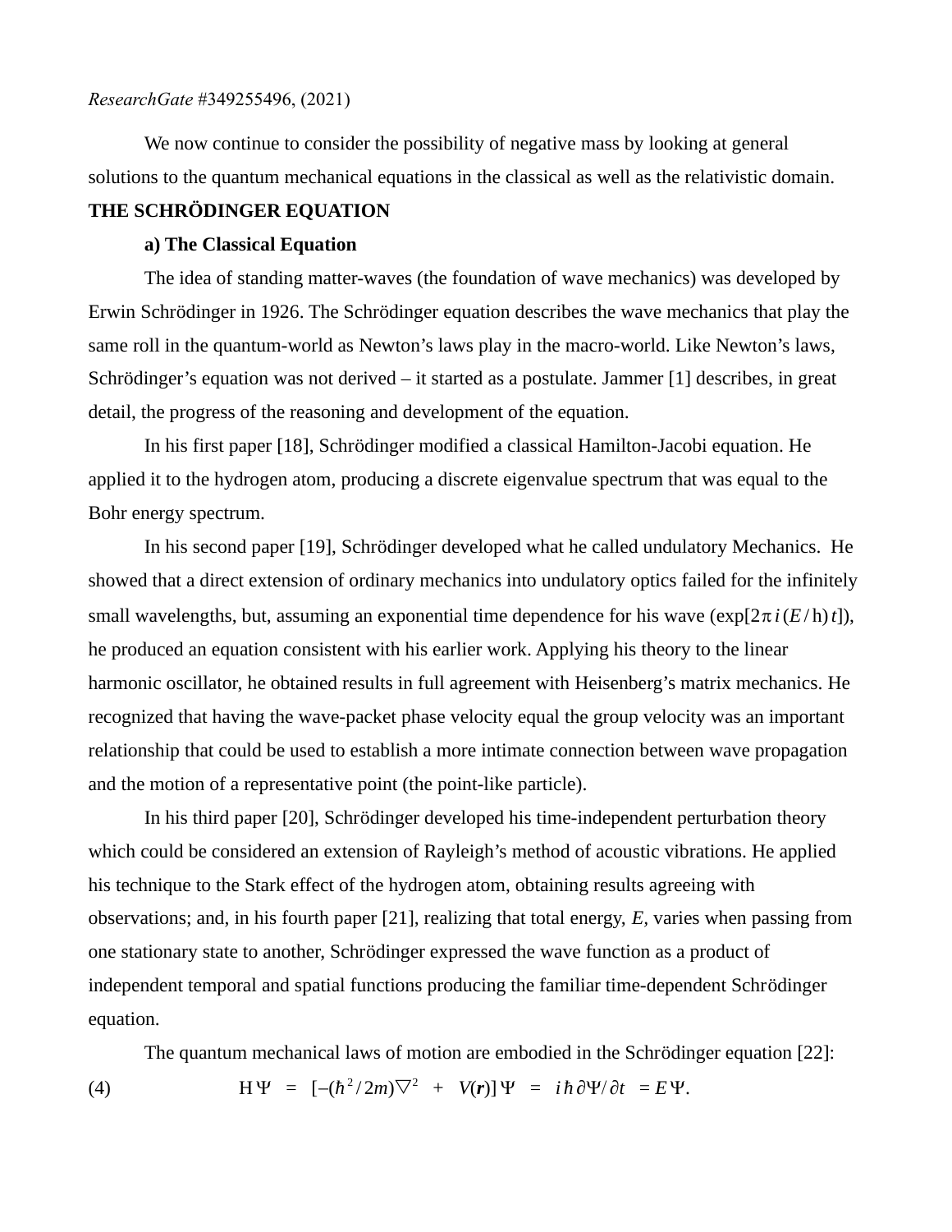*ResearchGate* #349255496, (2021)

We now continue to consider the possibility of negative mass by looking at general solutions to the quantum mechanical equations in the classical as well as the relativistic domain.

## THE SCHRÖDINGER EQUATION

### a) The Classical Equation

The idea of standing matter-waves (the foundation of wave mechanics) was developed by Erwin Schrödinger in 1926. The Schrödinger equation describes the wave mechanics that play the same roll in the quantum-world as Newton's laws play in the macro-world. Like Newton's laws, Schrödinger's equation was not derived – it started as a postulate. Jammer [1] describes, in great detail, the progress of the reasoning and development of the equation.

In his first paper [18], Schrödinger modified a classical Hamilton-Jacobi equation. He applied it to the hydrogen atom, producing a discrete eigenvalue spectrum that was equal to the Bohr energy spectrum.

In his second paper [19], Schrödinger developed what he called undulatory Mechanics. He showed that a direct extension of ordinary mechanics into undulatory optics failed for the infinitely small wavelengths, but, assuming an exponential time dependence for his wave ($\exp[2\pi i(E/\text{h})t]$), he produced an equation consistent with his earlier work. Applying his theory to the linear harmonic oscillator, he obtained results in full agreement with Heisenberg's matrix mechanics. He recognized that having the wave-packet phase velocity equal the group velocity was an important relationship that could be used to establish a more intimate connection between wave propagation and the motion of a representative point (the point-like particle).

In his third paper [20], Schrödinger developed his time-independent perturbation theory which could be considered an extension of Rayleigh's method of acoustic vibrations. He applied his technique to the Stark effect of the hydrogen atom, obtaining results agreeing with observations; and, in his fourth paper [21], realizing that total energy, $E$, varies when passing from one stationary state to another, Schrödinger expressed the wave function as a product of independent temporal and spatial functions producing the familiar time-dependent Schrödinger equation.

The quantum mechanical laws of motion are embodied in the Schrödinger equation [22]:

$$\text{H}\Psi = [-(\hbar^2/2m)\nabla^2 + V(\boldsymbol{r})]\Psi = i\hbar\,\partial\Psi/\partial t = E\Psi. \tag{4}$$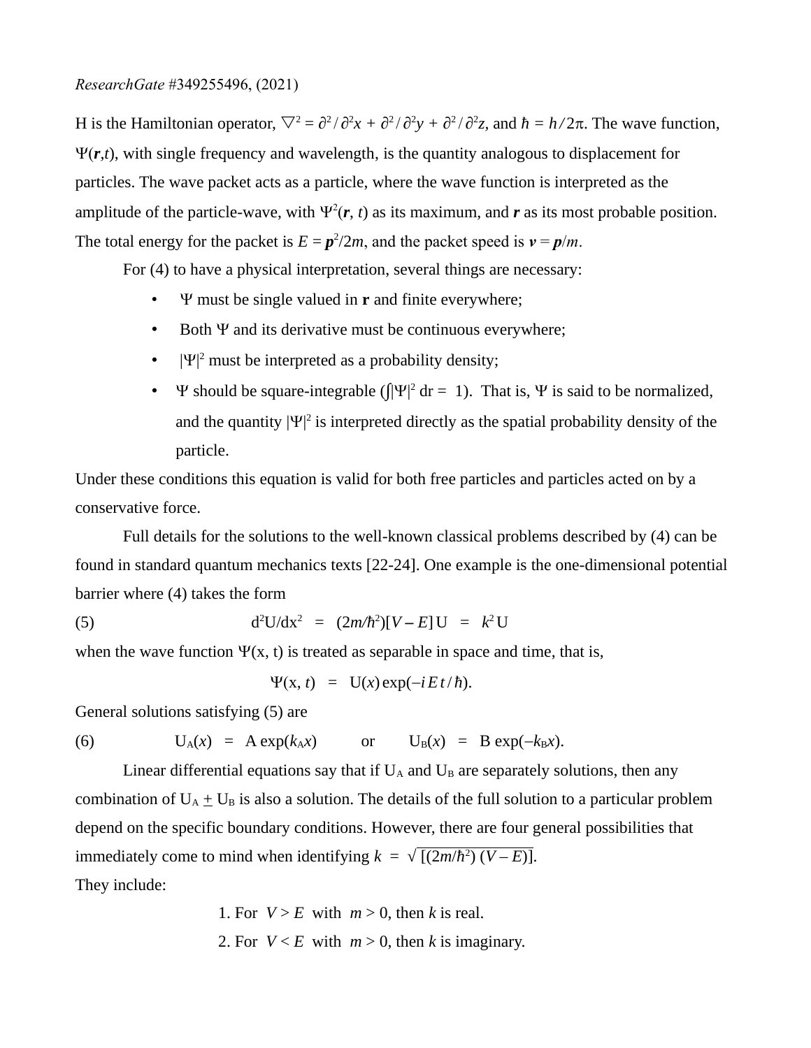H is the Hamiltonian operator, $\nabla^2 = \partial^2/\partial^2x + \partial^2/\partial^2y + \partial^2/\partial^2z$, and $\hbar = h/2\pi$. The wave function, $\Psi(\boldsymbol{r},t)$, with single frequency and wavelength, is the quantity analogous to displacement for particles. The wave packet acts as a particle, where the wave function is interpreted as the amplitude of the particle-wave, with $\Psi^2(\boldsymbol{r}, t)$ as its maximum, and $\boldsymbol{r}$ as its most probable position. The total energy for the packet is $E = \boldsymbol{p}^2/2m$, and the packet speed is $\boldsymbol{v} = \boldsymbol{p}/m$.

For (4) to have a physical interpretation, several things are necessary:

- $\Psi$ must be single valued in $\mathbf{r}$ and finite everywhere;
- Both $\Psi$ and its derivative must be continuous everywhere;
- $|\Psi|^2$ must be interpreted as a probability density;
- $\Psi$ should be square-integrable ($\int|\Psi|^2\, dr = 1$). That is, $\Psi$ is said to be normalized, and the quantity $|\Psi|^2$ is interpreted directly as the spatial probability density of the particle.

Under these conditions this equation is valid for both free particles and particles acted on by a conservative force.

Full details for the solutions to the well-known classical problems described by (4) can be found in standard quantum mechanics texts [22-24]. One example is the one-dimensional potential barrier where (4) takes the form

(5) $$d^2U/dx^2 = (2m/\hbar^2)[V - E]\,U = k^2\,U$$

when the wave function $\Psi(x, t)$ is treated as separable in space and time, that is,

$$\Psi(x, t) = U(x)\exp(-i\,E\,t/\hbar).$$

General solutions satisfying (5) are

(6) $$U_A(x) = A\exp(k_A x) \qquad \text{or} \qquad U_B(x) = B\exp(-k_B x).$$

Linear differential equations say that if $U_A$ and $U_B$ are separately solutions, then any combination of $U_A \pm U_B$ is also a solution. The details of the full solution to a particular problem depend on the specific boundary conditions. However, there are four general possibilities that immediately come to mind when identifying $k = \sqrt{[(2m/\hbar^2)(V - E)]}$.

They include:

1. For $V > E$ with $m > 0$, then $k$ is real.
2. For $V < E$ with $m > 0$, then $k$ is imaginary.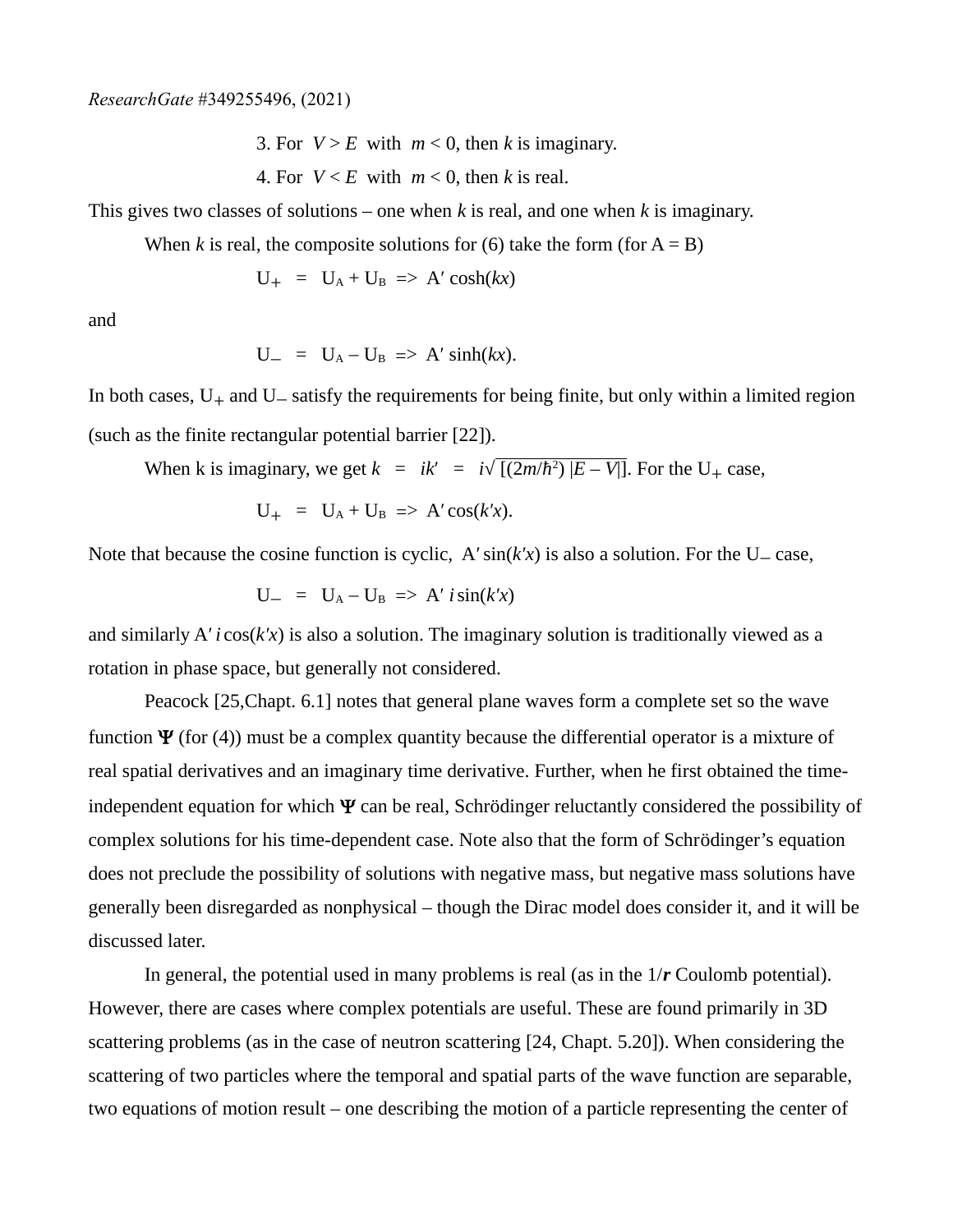3. For $V > E$ with $m < 0$, then $k$ is imaginary.

4. For $V < E$ with $m < 0$, then $k$ is real.

This gives two classes of solutions – one when $k$ is real, and one when $k$ is imaginary.

When $k$ is real, the composite solutions for (6) take the form (for A = B)

$$U_+ = U_A + U_B \Rightarrow A' \cosh(kx)$$

and

$$U_- = U_A - U_B \Rightarrow A' \sinh(kx).$$

In both cases, $U_+$ and $U_-$ satisfy the requirements for being finite, but only within a limited region (such as the finite rectangular potential barrier [22]).

When k is imaginary, we get $k = ik' = i\sqrt{[(2m/\hbar^2)\,|E - V|]}$. For the $U_+$ case,

$$U_+ = U_A + U_B \Rightarrow A' \cos(k'x).$$

Note that because the cosine function is cyclic, $A' \sin(k'x)$ is also a solution. For the $U_-$ case,

$$U_- = U_A - U_B \Rightarrow A'\, i \sin(k'x)$$

and similarly $A'\, i \cos(k'x)$ is also a solution. The imaginary solution is traditionally viewed as a rotation in phase space, but generally not considered.

Peacock [25,Chapt. 6.1] notes that general plane waves form a complete set so the wave function $\boldsymbol{\Psi}$ (for (4)) must be a complex quantity because the differential operator is a mixture of real spatial derivatives and an imaginary time derivative. Further, when he first obtained the time-independent equation for which $\boldsymbol{\Psi}$ can be real, Schrödinger reluctantly considered the possibility of complex solutions for his time-dependent case. Note also that the form of Schrödinger's equation does not preclude the possibility of solutions with negative mass, but negative mass solutions have generally been disregarded as nonphysical – though the Dirac model does consider it, and it will be discussed later.

In general, the potential used in many problems is real (as in the $1/\boldsymbol{r}$ Coulomb potential). However, there are cases where complex potentials are useful. These are found primarily in 3D scattering problems (as in the case of neutron scattering [24, Chapt. 5.20]). When considering the scattering of two particles where the temporal and spatial parts of the wave function are separable, two equations of motion result – one describing the motion of a particle representing the center of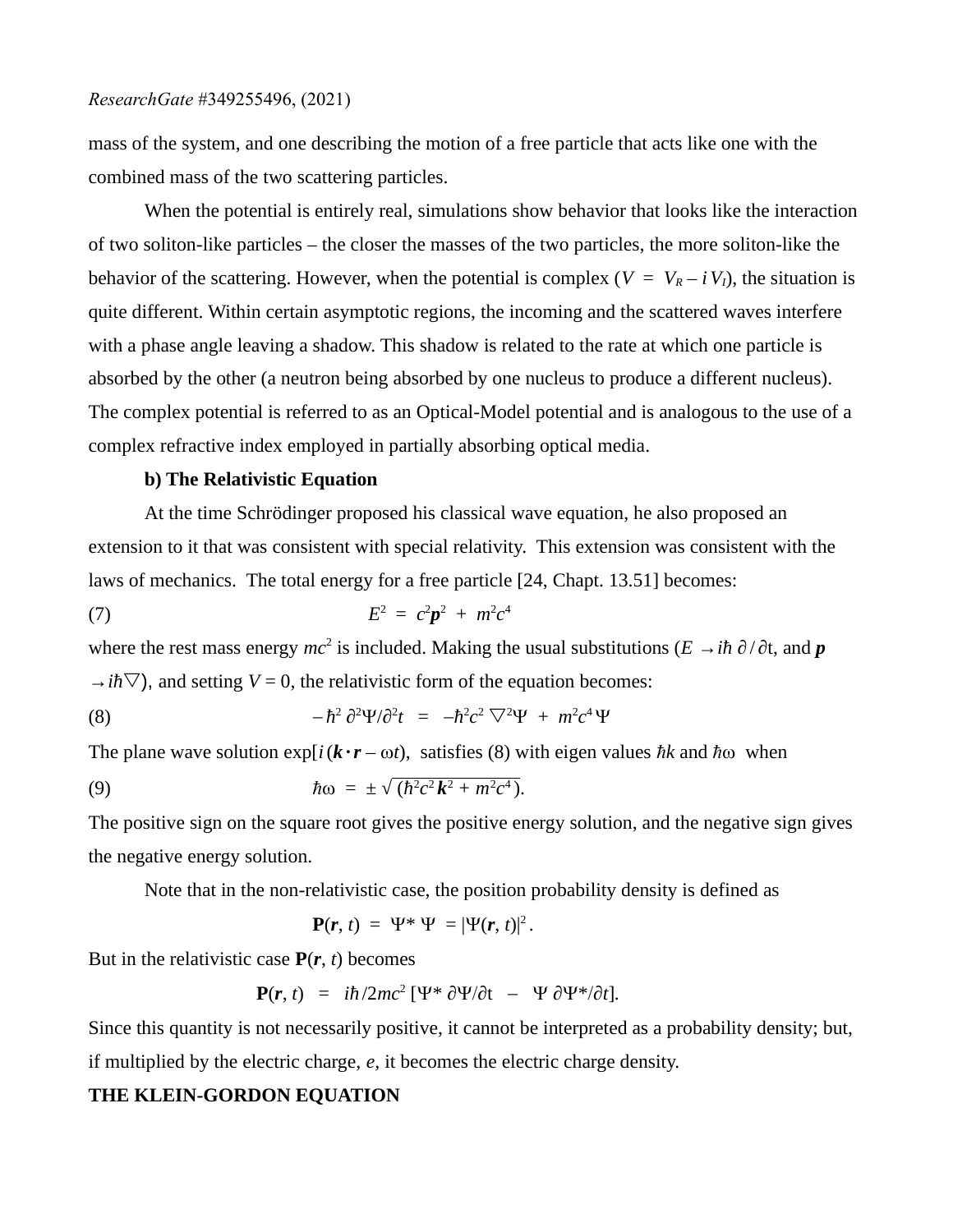mass of the system, and one describing the motion of a free particle that acts like one with the combined mass of the two scattering particles.

When the potential is entirely real, simulations show behavior that looks like the interaction of two soliton-like particles – the closer the masses of the two particles, the more soliton-like the behavior of the scattering. However, when the potential is complex ($V = V_R - i V_I$), the situation is quite different. Within certain asymptotic regions, the incoming and the scattered waves interfere with a phase angle leaving a shadow. This shadow is related to the rate at which one particle is absorbed by the other (a neutron being absorbed by one nucleus to produce a different nucleus). The complex potential is referred to as an Optical-Model potential and is analogous to the use of a complex refractive index employed in partially absorbing optical media.

**b) The Relativistic Equation**

At the time Schrödinger proposed his classical wave equation, he also proposed an extension to it that was consistent with special relativity. This extension was consistent with the laws of mechanics. The total energy for a free particle [24, Chapt. 13.51] becomes:

$$E^2 = c^2\boldsymbol{p}^2 + m^2c^4 \tag{7}$$

where the rest mass energy $mc^2$ is included. Making the usual substitutions ($E \rightarrow i\hbar\, \partial / \partial t$, and $\boldsymbol{p} \rightarrow i\hbar\nabla$), and setting $V = 0$, the relativistic form of the equation becomes:

$$-\hbar^2\, \partial^2\Psi/\partial^2 t = -\hbar^2 c^2\, \nabla^2\Psi + m^2c^4\,\Psi \tag{8}$$

The plane wave solution $\exp[i\,(\boldsymbol{k}\cdot\boldsymbol{r} - \omega t)$, satisfies (8) with eigen values $\hbar k$ and $\hbar\omega$ when

$$\hbar\omega = \pm\sqrt{(\hbar^2c^2\boldsymbol{k}^2 + m^2c^4)}. \tag{9}$$

The positive sign on the square root gives the positive energy solution, and the negative sign gives the negative energy solution.

Note that in the non-relativistic case, the position probability density is defined as

$$\mathbf{P}(\boldsymbol{r}, t) = \Psi^*\,\Psi = |\Psi(\boldsymbol{r}, t)|^2.$$

But in the relativistic case $\mathbf{P}(\boldsymbol{r}, t)$ becomes

$$\mathbf{P}(\boldsymbol{r}, t) = i\hbar/2mc^2\,[\Psi^*\,\partial\Psi/\partial t - \Psi\,\partial\Psi^*/\partial t].$$

Since this quantity is not necessarily positive, it cannot be interpreted as a probability density; but, if multiplied by the electric charge, $e$, it becomes the electric charge density.

**THE KLEIN-GORDON EQUATION**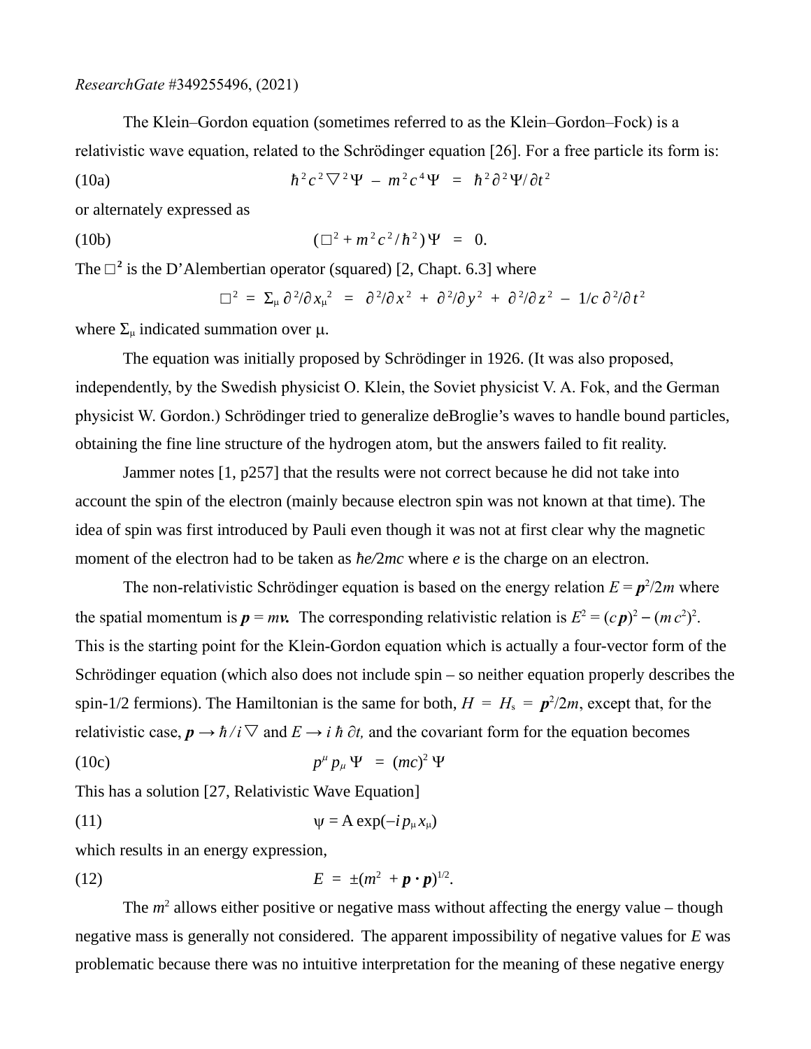The Klein–Gordon equation (sometimes referred to as the Klein–Gordon–Fock) is a relativistic wave equation, related to the Schrödinger equation [26]. For a free particle its form is:

$$\hbar^2 c^2 \nabla^2 \Psi \ - \ m^2 c^4 \Psi \ = \ \hbar^2 \partial^2 \Psi / \partial t^2 \tag{10a}$$

or alternately expressed as

$$(\Box^2 + m^2 c^2 / \hbar^2)\, \Psi \ = \ 0. \tag{10b}$$

The $\Box^2$ is the D'Alembertian operator (squared) [2, Chapt. 6.3] where

$$\Box^2 \ = \ \Sigma_\mu\, \partial^2 / \partial x_\mu^2 \ = \ \partial^2/\partial x^2 \ + \ \partial^2/\partial y^2 \ + \ \partial^2/\partial z^2 \ - \ 1/c\, \partial^2/\partial t^2$$

where $\Sigma_\mu$ indicated summation over $\mu$.

The equation was initially proposed by Schrödinger in 1926. (It was also proposed, independently, by the Swedish physicist O. Klein, the Soviet physicist V. A. Fok, and the German physicist W. Gordon.) Schrödinger tried to generalize deBroglie's waves to handle bound particles, obtaining the fine line structure of the hydrogen atom, but the answers failed to fit reality.

Jammer notes [1, p257] that the results were not correct because he did not take into account the spin of the electron (mainly because electron spin was not known at that time). The idea of spin was first introduced by Pauli even though it was not at first clear why the magnetic moment of the electron had to be taken as $\hbar e/2mc$ where $e$ is the charge on an electron.

The non-relativistic Schrödinger equation is based on the energy relation $E = \boldsymbol{p}^2/2m$ where the spatial momentum is $\boldsymbol{p} = m\boldsymbol{v}$. The corresponding relativistic relation is $E^2 = (c\,\boldsymbol{p})^2 - (m\,c^2)^2$. This is the starting point for the Klein-Gordon equation which is actually a four-vector form of the Schrödinger equation (which also does not include spin – so neither equation properly describes the spin-1/2 fermions). The Hamiltonian is the same for both, $H \ = \ H_s \ = \ \boldsymbol{p}^2/2m$, except that, for the relativistic case, $\boldsymbol{p} \rightarrow \hbar / i\, \nabla$ and $E \rightarrow i\, \hbar\, \partial t$, and the covariant form for the equation becomes

$$p^\mu\, p_\mu\, \Psi \ = \ (mc)^2\, \Psi \tag{10c}$$

This has a solution [27, Relativistic Wave Equation]

$$\psi = A \exp(-i\, p_\mu\, x_\mu) \tag{11}$$

which results in an energy expression,

$$E \ = \ \pm(m^2 \ + \boldsymbol{p} \cdot \boldsymbol{p})^{1/2}. \tag{12}$$

The $m^2$ allows either positive or negative mass without affecting the energy value – though negative mass is generally not considered. The apparent impossibility of negative values for $E$ was problematic because there was no intuitive interpretation for the meaning of these negative energy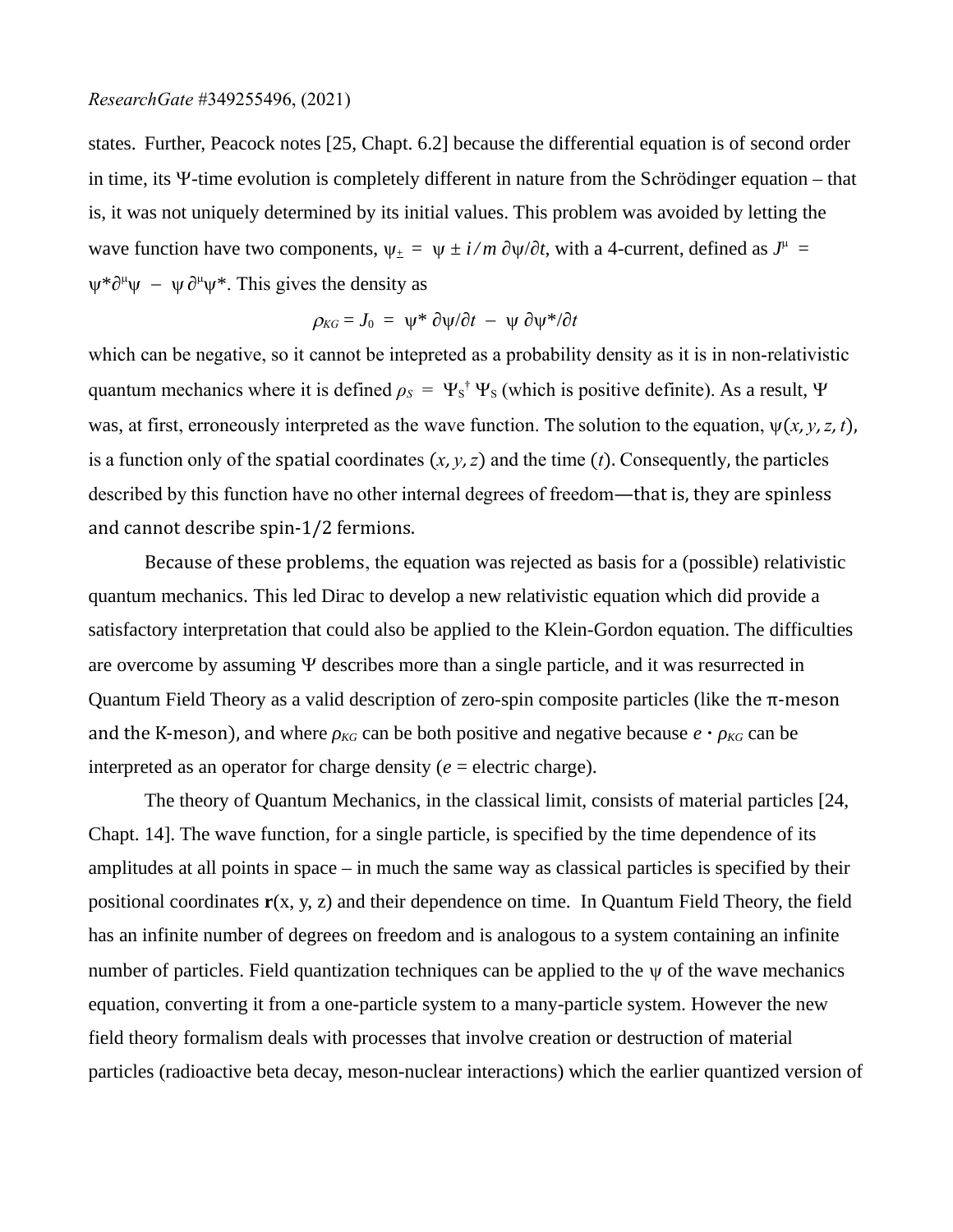states. Further, Peacock notes [25, Chapt. 6.2] because the differential equation is of second order in time, its Ψ-time evolution is completely different in nature from the Schrödinger equation – that is, it was not uniquely determined by its initial values. This problem was avoided by letting the wave function have two components, $\psi_{\pm} = \psi \pm i/m\, \partial\psi/\partial t$, with a 4-current, defined as $J^{\mu} = \psi^{*}\partial^{\mu}\psi - \psi\,\partial^{\mu}\psi^{*}$. This gives the density as

$$\rho_{KG} = J_0 = \psi^{*}\,\partial\psi/\partial t - \psi\,\partial\psi^{*}/\partial t$$

which can be negative, so it cannot be intepreted as a probability density as it is in non-relativistic quantum mechanics where it is defined $\rho_S = \Psi_S^{\dagger}\,\Psi_S$ (which is positive definite). As a result, Ψ was, at first, erroneously interpreted as the wave function. The solution to the equation, $\psi(x, y, z, t)$, is a function only of the spatial coordinates $(x, y, z)$ and the time $(t)$. Consequently, the particles described by this function have no other internal degrees of freedom—that is, they are spinless and cannot describe spin-1/2 fermions.

Because of these problems, the equation was rejected as basis for a (possible) relativistic quantum mechanics. This led Dirac to develop a new relativistic equation which did provide a satisfactory interpretation that could also be applied to the Klein-Gordon equation. The difficulties are overcome by assuming Ψ describes more than a single particle, and it was resurrected in Quantum Field Theory as a valid description of zero-spin composite particles (like the π-meson and the K-meson), and where $\rho_{KG}$ can be both positive and negative because $e \cdot \rho_{KG}$ can be interpreted as an operator for charge density ($e$ = electric charge).

The theory of Quantum Mechanics, in the classical limit, consists of material particles [24, Chapt. 14]. The wave function, for a single particle, is specified by the time dependence of its amplitudes at all points in space – in much the same way as classical particles is specified by their positional coordinates $\mathbf{r}(x, y, z)$ and their dependence on time. In Quantum Field Theory, the field has an infinite number of degrees on freedom and is analogous to a system containing an infinite number of particles. Field quantization techniques can be applied to the ψ of the wave mechanics equation, converting it from a one-particle system to a many-particle system. However the new field theory formalism deals with processes that involve creation or destruction of material particles (radioactive beta decay, meson-nuclear interactions) which the earlier quantized version of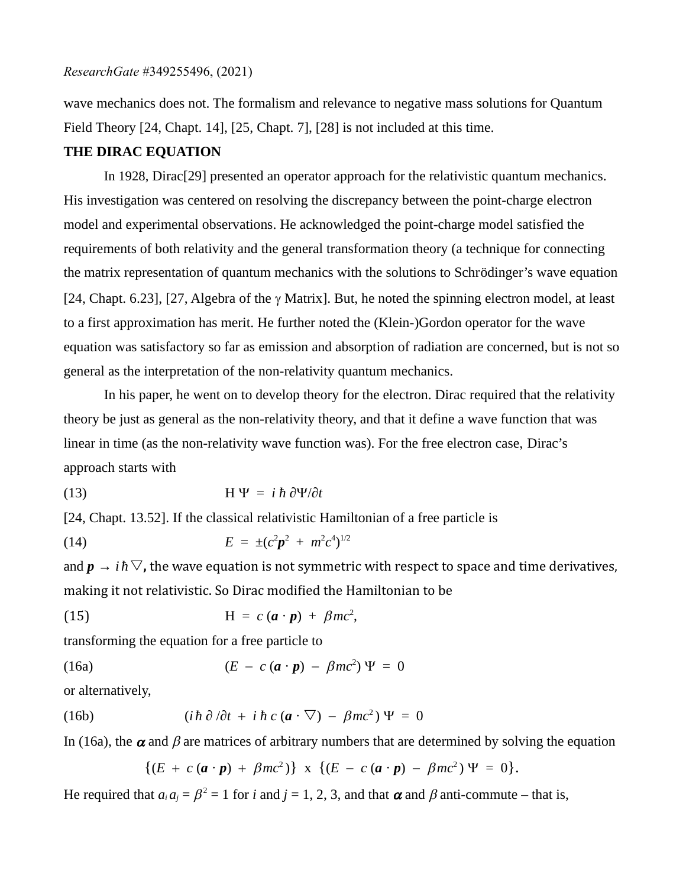wave mechanics does not. The formalism and relevance to negative mass solutions for Quantum Field Theory [24, Chapt. 14], [25, Chapt. 7], [28] is not included at this time.

## THE DIRAC EQUATION

In 1928, Dirac[29] presented an operator approach for the relativistic quantum mechanics. His investigation was centered on resolving the discrepancy between the point-charge electron model and experimental observations. He acknowledged the point-charge model satisfied the requirements of both relativity and the general transformation theory (a technique for connecting the matrix representation of quantum mechanics with the solutions to Schrödinger's wave equation [24, Chapt. 6.23], [27, Algebra of the $\gamma$ Matrix]. But, he noted the spinning electron model, at least to a first approximation has merit. He further noted the (Klein-)Gordon operator for the wave equation was satisfactory so far as emission and absorption of radiation are concerned, but is not so general as the interpretation of the non-relativity quantum mechanics.

In his paper, he went on to develop theory for the electron. Dirac required that the relativity theory be just as general as the non-relativity theory, and that it define a wave function that was linear in time (as the non-relativity wave function was). For the free electron case, Dirac's approach starts with

(13) $$\mathrm{H}\,\Psi = i\hbar\,\partial\Psi/\partial t$$

[24, Chapt. 13.52]. If the classical relativistic Hamiltonian of a free particle is

(14) $$E = \pm(c^2\boldsymbol{p}^2 + m^2c^4)^{1/2}$$

and $\boldsymbol{p} \rightarrow i\hbar\bigtriangledown$, the wave equation is not symmetric with respect to space and time derivatives, making it not relativistic. So Dirac modified the Hamiltonian to be

(15) $$\mathrm{H} = c\,(\boldsymbol{a}\cdot\boldsymbol{p}) + \beta mc^2,$$

transforming the equation for a free particle to

(16a) $$(E - c\,(\boldsymbol{a}\cdot\boldsymbol{p}) - \beta mc^2)\,\Psi = 0$$

or alternatively,

(16b) $$(i\hbar\,\partial/\partial t + i\,\hbar\,c\,(\boldsymbol{a}\cdot\bigtriangledown) - \beta mc^2)\,\Psi = 0$$

In (16a), the $\boldsymbol{\alpha}$ and $\beta$ are matrices of arbitrary numbers that are determined by solving the equation

$$\{(E + c\,(\boldsymbol{a}\cdot\boldsymbol{p}) + \beta mc^2)\} \text{ x } \{(E - c\,(\boldsymbol{a}\cdot\boldsymbol{p}) - \beta mc^2)\,\Psi = 0\}.$$

He required that $a_i a_j = \beta^2 = 1$ for $i$ and $j = 1, 2, 3$, and that $\boldsymbol{\alpha}$ and $\beta$ anti-commute – that is,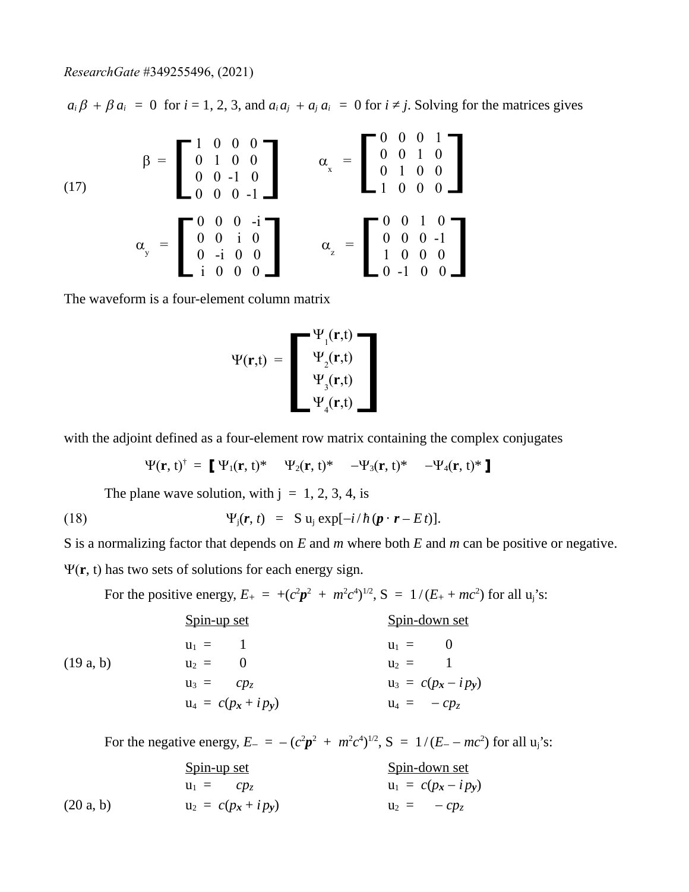$a_i \beta + \beta a_i = 0$ for $i = 1, 2, 3$, and $a_i a_j + a_j a_i = 0$ for $i \neq j$. Solving for the matrices gives

$$
(17) \qquad \beta = \begin{bmatrix} 1 & 0 & 0 & 0 \\ 0 & 1 & 0 & 0 \\ 0 & 0 & -1 & 0 \\ 0 & 0 & 0 & -1 \end{bmatrix} \qquad \alpha_x = \begin{bmatrix} 0 & 0 & 0 & 1 \\ 0 & 0 & 1 & 0 \\ 0 & 1 & 0 & 0 \\ 1 & 0 & 0 & 0 \end{bmatrix}
$$

$$
\alpha_y = \begin{bmatrix} 0 & 0 & 0 & -i \\ 0 & 0 & i & 0 \\ 0 & -i & 0 & 0 \\ i & 0 & 0 & 0 \end{bmatrix} \qquad \alpha_z = \begin{bmatrix} 0 & 0 & 1 & 0 \\ 0 & 0 & 0 & -1 \\ 1 & 0 & 0 & 0 \\ 0 & -1 & 0 & 0 \end{bmatrix}
$$

The waveform is a four-element column matrix

$$
\Psi(\mathbf{r},t) = \begin{bmatrix} \Psi_1(\mathbf{r},t) \\ \Psi_2(\mathbf{r},t) \\ \Psi_3(\mathbf{r},t) \\ \Psi_4(\mathbf{r},t) \end{bmatrix}
$$

with the adjoint defined as a four-element row matrix containing the complex conjugates

$$
\Psi(\mathbf{r}, t)^\dagger = [\, \Psi_1(\mathbf{r}, t)^* \quad \Psi_2(\mathbf{r}, t)^* \quad -\Psi_3(\mathbf{r}, t)^* \quad -\Psi_4(\mathbf{r}, t)^* \,]
$$

The plane wave solution, with j = 1, 2, 3, 4, is

$$
(18) \qquad \Psi_j(\boldsymbol{r}, t) = S\, u_j \exp[-i/\hbar\,(\boldsymbol{p} \cdot \boldsymbol{r} - E\,t)].
$$

S is a normalizing factor that depends on $E$ and $m$ where both $E$ and $m$ can be positive or negative. $\Psi(\mathbf{r}, t)$ has two sets of solutions for each energy sign.

For the positive energy, $E_+ = +(c^2\boldsymbol{p}^2 + m^2c^4)^{1/2}$, $S = 1/(E_+ + mc^2)$ for all $u_j$'s:

(19 a, b)

| Spin-up set | Spin-down set |
|---|---|
| $u_1 = 1$ | $u_1 = 0$ |
| $u_2 = 0$ | $u_2 = 1$ |
| $u_3 = cp_z$ | $u_3 = c(p_x - i\,p_y)$ |
| $u_4 = c(p_x + i\,p_y)$ | $u_4 = -cp_z$ |

For the negative energy, $E_- = -(c^2\boldsymbol{p}^2 + m^2c^4)^{1/2}$, $S = 1/(E_- - mc^2)$ for all $u_j$'s:

(20 a, b)

| Spin-up set | Spin-down set |
|---|---|
| $u_1 = cp_z$ | $u_1 = c(p_x - i\,p_y)$ |
| $u_2 = c(p_x + i\,p_y)$ | $u_2 = -cp_z$ |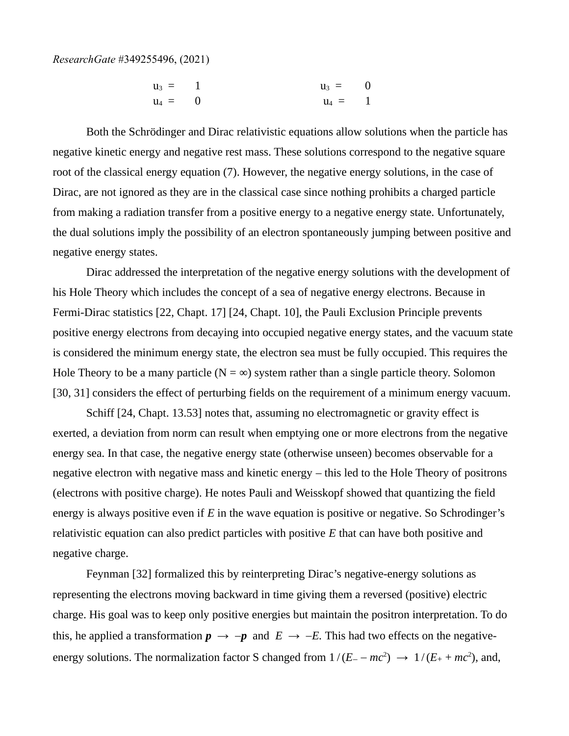$$u_3 = 1 \qquad\qquad u_3 = 0$$
$$u_4 = 0 \qquad\qquad u_4 = 1$$

Both the Schrödinger and Dirac relativistic equations allow solutions when the particle has negative kinetic energy and negative rest mass. These solutions correspond to the negative square root of the classical energy equation (7). However, the negative energy solutions, in the case of Dirac, are not ignored as they are in the classical case since nothing prohibits a charged particle from making a radiation transfer from a positive energy to a negative energy state. Unfortunately, the dual solutions imply the possibility of an electron spontaneously jumping between positive and negative energy states.

Dirac addressed the interpretation of the negative energy solutions with the development of his Hole Theory which includes the concept of a sea of negative energy electrons. Because in Fermi-Dirac statistics [22, Chapt. 17] [24, Chapt. 10], the Pauli Exclusion Principle prevents positive energy electrons from decaying into occupied negative energy states, and the vacuum state is considered the minimum energy state, the electron sea must be fully occupied. This requires the Hole Theory to be a many particle ($N = \infty$) system rather than a single particle theory. Solomon [30, 31] considers the effect of perturbing fields on the requirement of a minimum energy vacuum.

Schiff [24, Chapt. 13.53] notes that, assuming no electromagnetic or gravity effect is exerted, a deviation from norm can result when emptying one or more electrons from the negative energy sea. In that case, the negative energy state (otherwise unseen) becomes observable for a negative electron with negative mass and kinetic energy – this led to the Hole Theory of positrons (electrons with positive charge). He notes Pauli and Weisskopf showed that quantizing the field energy is always positive even if $E$ in the wave equation is positive or negative. So Schrodinger's relativistic equation can also predict particles with positive $E$ that can have both positive and negative charge.

Feynman [32] formalized this by reinterpreting Dirac's negative-energy solutions as representing the electrons moving backward in time giving them a reversed (positive) electric charge. His goal was to keep only positive energies but maintain the positron interpretation. To do this, he applied a transformation $\boldsymbol{p} \rightarrow -\boldsymbol{p}$ and $E \rightarrow -E$. This had two effects on the negative-energy solutions. The normalization factor S changed from $1/(E_{-} - mc^2) \rightarrow 1/(E_{+} + mc^2)$, and,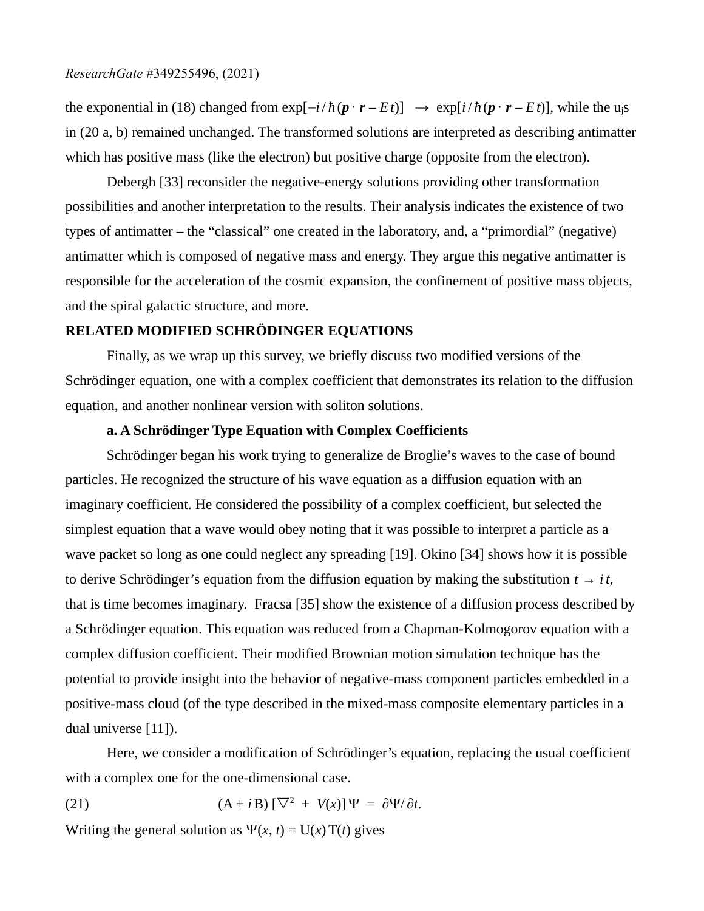the exponential in (18) changed from $\exp[-i/\hbar(\boldsymbol{p}\cdot\boldsymbol{r} - E\,t)] \;\rightarrow\; \exp[i/\hbar(\boldsymbol{p}\cdot\boldsymbol{r} - E\,t)]$, while the $u_j$s in (20 a, b) remained unchanged. The transformed solutions are interpreted as describing antimatter which has positive mass (like the electron) but positive charge (opposite from the electron).

Debergh [33] reconsider the negative-energy solutions providing other transformation possibilities and another interpretation to the results. Their analysis indicates the existence of two types of antimatter – the "classical" one created in the laboratory, and, a "primordial" (negative) antimatter which is composed of negative mass and energy. They argue this negative antimatter is responsible for the acceleration of the cosmic expansion, the confinement of positive mass objects, and the spiral galactic structure, and more.

## RELATED MODIFIED SCHRÖDINGER EQUATIONS

Finally, as we wrap up this survey, we briefly discuss two modified versions of the Schrödinger equation, one with a complex coefficient that demonstrates its relation to the diffusion equation, and another nonlinear version with soliton solutions.

### a. A Schrödinger Type Equation with Complex Coefficients

Schrödinger began his work trying to generalize de Broglie's waves to the case of bound particles. He recognized the structure of his wave equation as a diffusion equation with an imaginary coefficient. He considered the possibility of a complex coefficient, but selected the simplest equation that a wave would obey noting that it was possible to interpret a particle as a wave packet so long as one could neglect any spreading [19]. Okino [34] shows how it is possible to derive Schrödinger's equation from the diffusion equation by making the substitution $t \rightarrow i\,t$, that is time becomes imaginary. Fracsa [35] show the existence of a diffusion process described by a Schrödinger equation. This equation was reduced from a Chapman-Kolmogorov equation with a complex diffusion coefficient. Their modified Brownian motion simulation technique has the potential to provide insight into the behavior of negative-mass component particles embedded in a positive-mass cloud (of the type described in the mixed-mass composite elementary particles in a dual universe [11]).

Here, we consider a modification of Schrödinger's equation, replacing the usual coefficient with a complex one for the one-dimensional case.

$$(21) \qquad (\mathrm{A} + i\,\mathrm{B})\,[\nabla^2 + V(x)]\,\Psi = \partial\Psi/\partial t.$$

Writing the general solution as $\Psi(x, t) = \mathrm{U}(x)\,\mathrm{T}(t)$ gives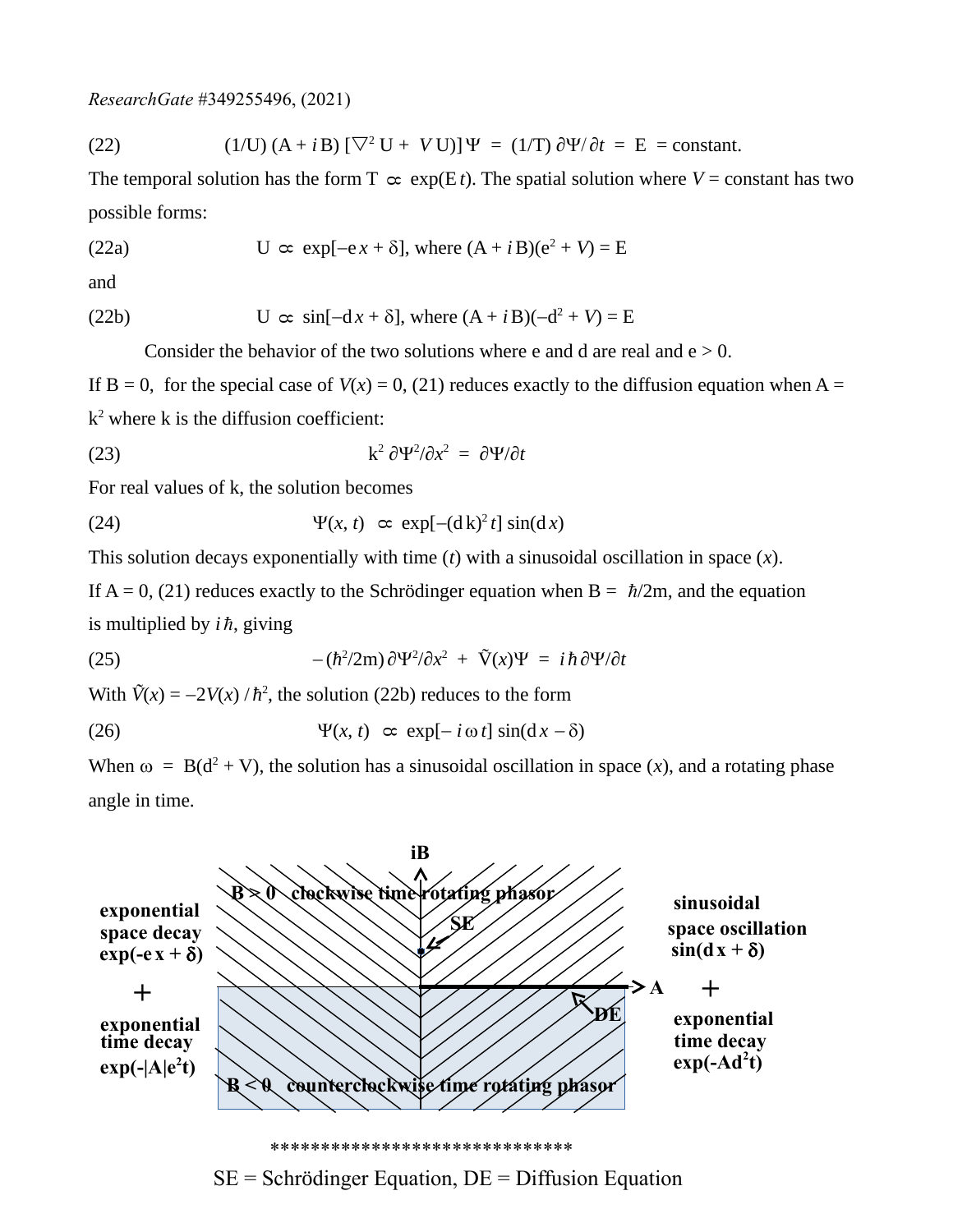ResearchGate #349255496, (2021)

(22) $$(1/U)\,(A + i\,B)\,[\nabla^2 U + V\,U)]\,\Psi = (1/T)\,\partial\Psi/\partial t = E = \text{constant.}$$

The temporal solution has the form $T \propto \exp(E\,t)$. The spatial solution where $V$ = constant has two possible forms:

(22a) $$U \propto \exp[-e\,x + \delta], \text{ where } (A + i\,B)(e^2 + V) = E$$

and

(22b) $$U \propto \sin[-d\,x + \delta], \text{ where } (A + i\,B)(-d^2 + V) = E$$

Consider the behavior of the two solutions where e and d are real and $e > 0$.

If $B = 0$, for the special case of $V(x) = 0$, (21) reduces exactly to the diffusion equation when $A = k^2$ where k is the diffusion coefficient:

(23) $$k^2\,\partial\Psi^2/\partial x^2 = \partial\Psi/\partial t$$

For real values of k, the solution becomes

(24) $$\Psi(x, t) \propto \exp[-(d\,k)^2\,t]\,\sin(d\,x)$$

This solution decays exponentially with time ($t$) with a sinusoidal oscillation in space ($x$).

If $A = 0$, (21) reduces exactly to the Schrödinger equation when $B = \hbar/2m$, and the equation is multiplied by $i\,\hbar$, giving

(25) $$-(\hbar^2/2m)\,\partial\Psi^2/\partial x^2 + \tilde{V}(x)\Psi = i\,\hbar\,\partial\Psi/\partial t$$

With $\tilde{V}(x) = -2V(x)\,/\,\hbar^2$, the solution (22b) reduces to the form

(26) $$\Psi(x, t) \propto \exp[-\,i\,\omega\,t]\,\sin(d\,x - \delta)$$

When $\omega = B(d^2 + V)$, the solution has a sinusoidal oscillation in space ($x$), and a rotating phase angle in time.

| exponential space decay $\exp(-e\,x + \delta)$ + exponential time decay $\exp(-\lvert A\rvert e^2 t)$ | iB axis: B > 0 clockwise time rotating phasor (SE); B < 0 counterclockwise time rotating phasor; A axis (DE) | sinusoidal space oscillation $\sin(d\,x + \delta)$ + exponential time decay $\exp(-Ad^2 t)$ |
| --- | --- | --- |

******************************

SE = Schrödinger Equation, DE = Diffusion Equation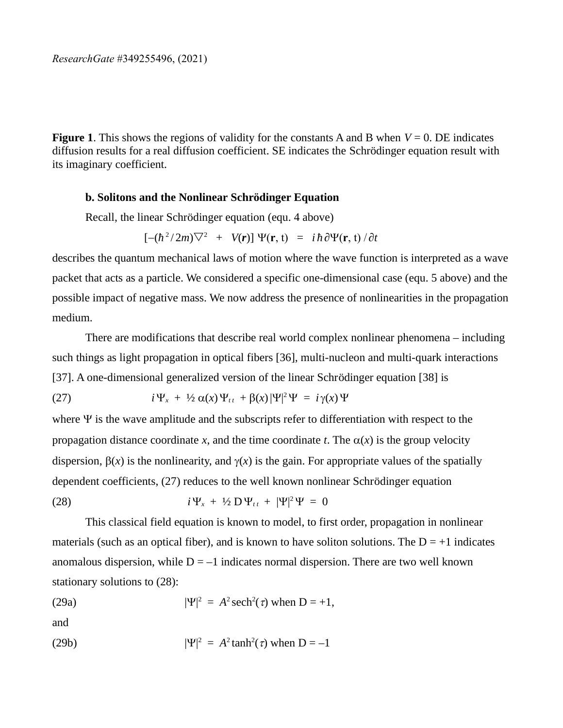**Figure 1**. This shows the regions of validity for the constants A and B when $V = 0$. DE indicates diffusion results for a real diffusion coefficient. SE indicates the Schrödinger equation result with its imaginary coefficient.

### b. Solitons and the Nonlinear Schrödinger Equation

Recall, the linear Schrödinger equation (equ. 4 above)

$$[-(\hbar^2/2m)\nabla^2 + V(\mathbf{r})]\, \Psi(\mathbf{r}, t) = i\hbar\,\partial\Psi(\mathbf{r}, t)\,/\,\partial t$$

describes the quantum mechanical laws of motion where the wave function is interpreted as a wave packet that acts as a particle. We considered a specific one-dimensional case (equ. 5 above) and the possible impact of negative mass. We now address the presence of nonlinearities in the propagation medium.

There are modifications that describe real world complex nonlinear phenomena – including such things as light propagation in optical fibers [36], multi-nucleon and multi-quark interactions [37]. A one-dimensional generalized version of the linear Schrödinger equation [38] is

$$i\,\Psi_x + \tfrac{1}{2}\,\alpha(x)\,\Psi_{tt} + \beta(x)\,|\Psi|^2\,\Psi = i\,\gamma(x)\,\Psi \tag{27}$$

where $\Psi$ is the wave amplitude and the subscripts refer to differentiation with respect to the propagation distance coordinate $x$, and the time coordinate $t$. The $\alpha(x)$ is the group velocity dispersion, $\beta(x)$ is the nonlinearity, and $\gamma(x)$ is the gain. For appropriate values of the spatially dependent coefficients, (27) reduces to the well known nonlinear Schrödinger equation

$$i\,\Psi_x + \tfrac{1}{2}\,\mathrm{D}\,\Psi_{tt} + |\Psi|^2\,\Psi = 0 \tag{28}$$

This classical field equation is known to model, to first order, propagation in nonlinear materials (such as an optical fiber), and is known to have soliton solutions. The $\mathrm{D} = +1$ indicates anomalous dispersion, while $\mathrm{D} = -1$ indicates normal dispersion. There are two well known stationary solutions to (28):

$$|\Psi|^2 = A^2\,\mathrm{sech}^2(\tau) \text{ when } \mathrm{D} = +1, \tag{29a}$$

and

$$|\Psi|^2 = A^2\,\tanh^2(\tau) \text{ when } \mathrm{D} = -1 \tag{29b}$$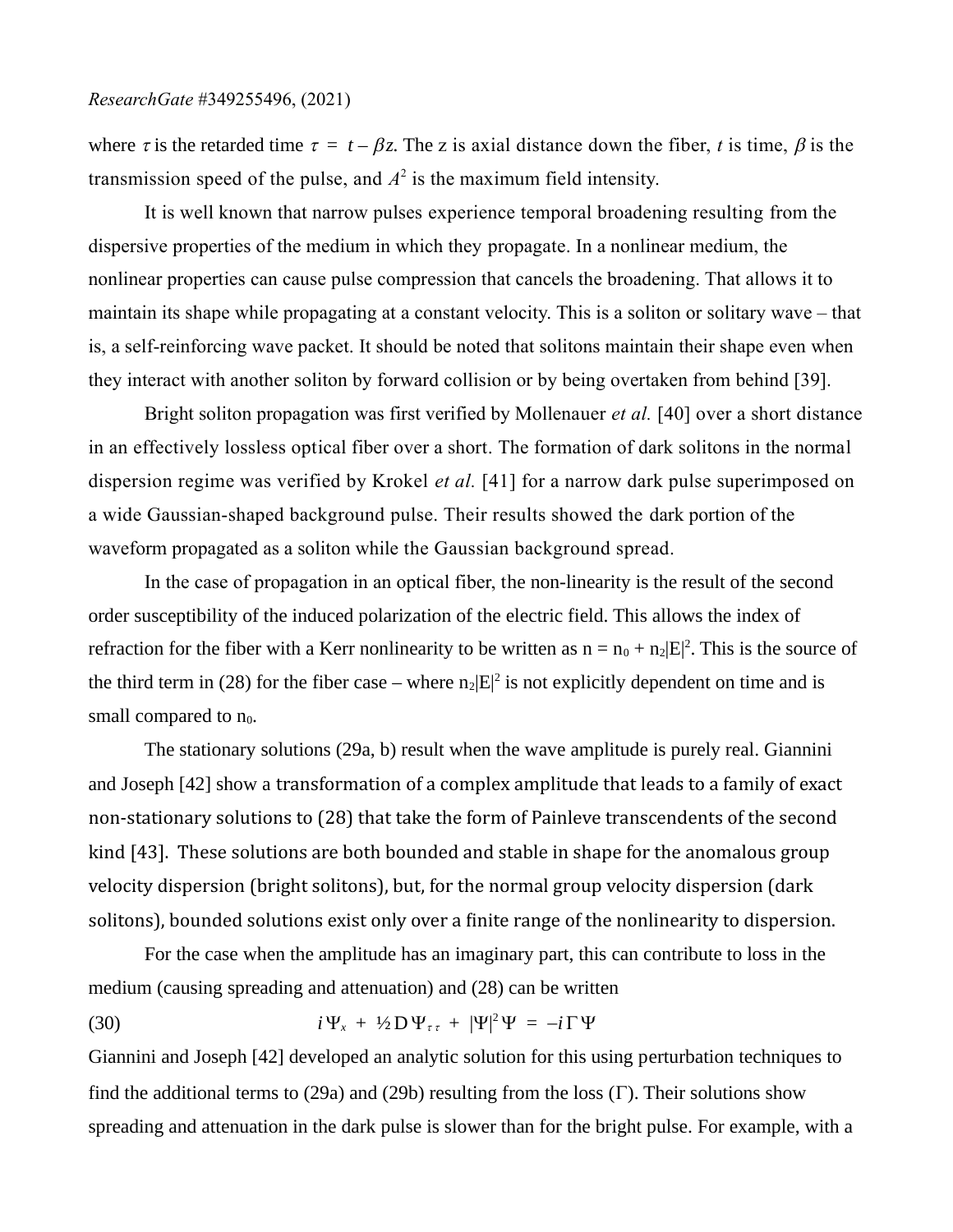where $\tau$ is the retarded time $\tau = t - \beta z$. The z is axial distance down the fiber, $t$ is time, $\beta$ is the transmission speed of the pulse, and $A^2$ is the maximum field intensity.

It is well known that narrow pulses experience temporal broadening resulting from the dispersive properties of the medium in which they propagate. In a nonlinear medium, the nonlinear properties can cause pulse compression that cancels the broadening. That allows it to maintain its shape while propagating at a constant velocity. This is a soliton or solitary wave – that is, a self-reinforcing wave packet. It should be noted that solitons maintain their shape even when they interact with another soliton by forward collision or by being overtaken from behind [39].

Bright soliton propagation was first verified by Mollenauer *et al.* [40] over a short distance in an effectively lossless optical fiber over a short. The formation of dark solitons in the normal dispersion regime was verified by Krokel *et al.* [41] for a narrow dark pulse superimposed on a wide Gaussian-shaped background pulse. Their results showed the dark portion of the waveform propagated as a soliton while the Gaussian background spread.

In the case of propagation in an optical fiber, the non-linearity is the result of the second order susceptibility of the induced polarization of the electric field. This allows the index of refraction for the fiber with a Kerr nonlinearity to be written as $n = n_0 + n_2|E|^2$. This is the source of the third term in (28) for the fiber case – where $n_2|E|^2$ is not explicitly dependent on time and is small compared to $n_0$.

The stationary solutions (29a, b) result when the wave amplitude is purely real. Giannini and Joseph [42] show a transformation of a complex amplitude that leads to a family of exact non-stationary solutions to (28) that take the form of Painleve transcendents of the second kind [43]. These solutions are both bounded and stable in shape for the anomalous group velocity dispersion (bright solitons), but, for the normal group velocity dispersion (dark solitons), bounded solutions exist only over a finite range of the nonlinearity to dispersion.

For the case when the amplitude has an imaginary part, this can contribute to loss in the medium (causing spreading and attenuation) and (28) can be written

$$i\Psi_x + \tfrac{1}{2} D\,\Psi_{\tau\tau} + |\Psi|^2\Psi = -i\Gamma\Psi \tag{30}$$

Giannini and Joseph [42] developed an analytic solution for this using perturbation techniques to find the additional terms to (29a) and (29b) resulting from the loss ($\Gamma$). Their solutions show spreading and attenuation in the dark pulse is slower than for the bright pulse. For example, with a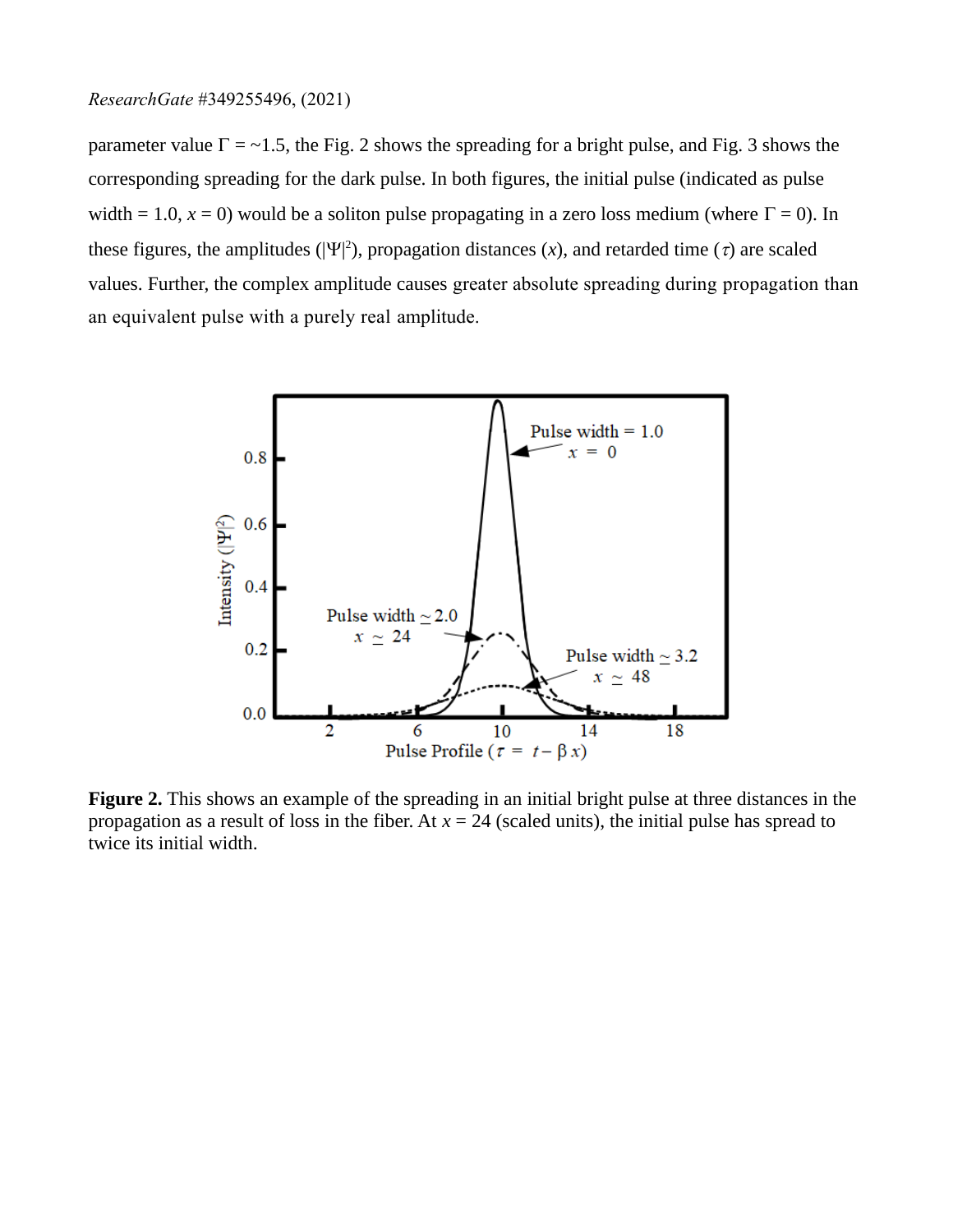parameter value $\Gamma = \sim1.5$, the Fig. 2 shows the spreading for a bright pulse, and Fig. 3 shows the corresponding spreading for the dark pulse. In both figures, the initial pulse (indicated as pulse width = 1.0, $x = 0$) would be a soliton pulse propagating in a zero loss medium (where $\Gamma = 0$). In these figures, the amplitudes ($|\Psi|^2$), propagation distances ($x$), and retarded time ($\tau$) are scaled values. Further, the complex amplitude causes greater absolute spreading during propagation than an equivalent pulse with a purely real amplitude.

**Figure 2.** This shows an example of the spreading in an initial bright pulse at three distances in the propagation as a result of loss in the fiber. At $x = 24$ (scaled units), the initial pulse has spread to twice its initial width.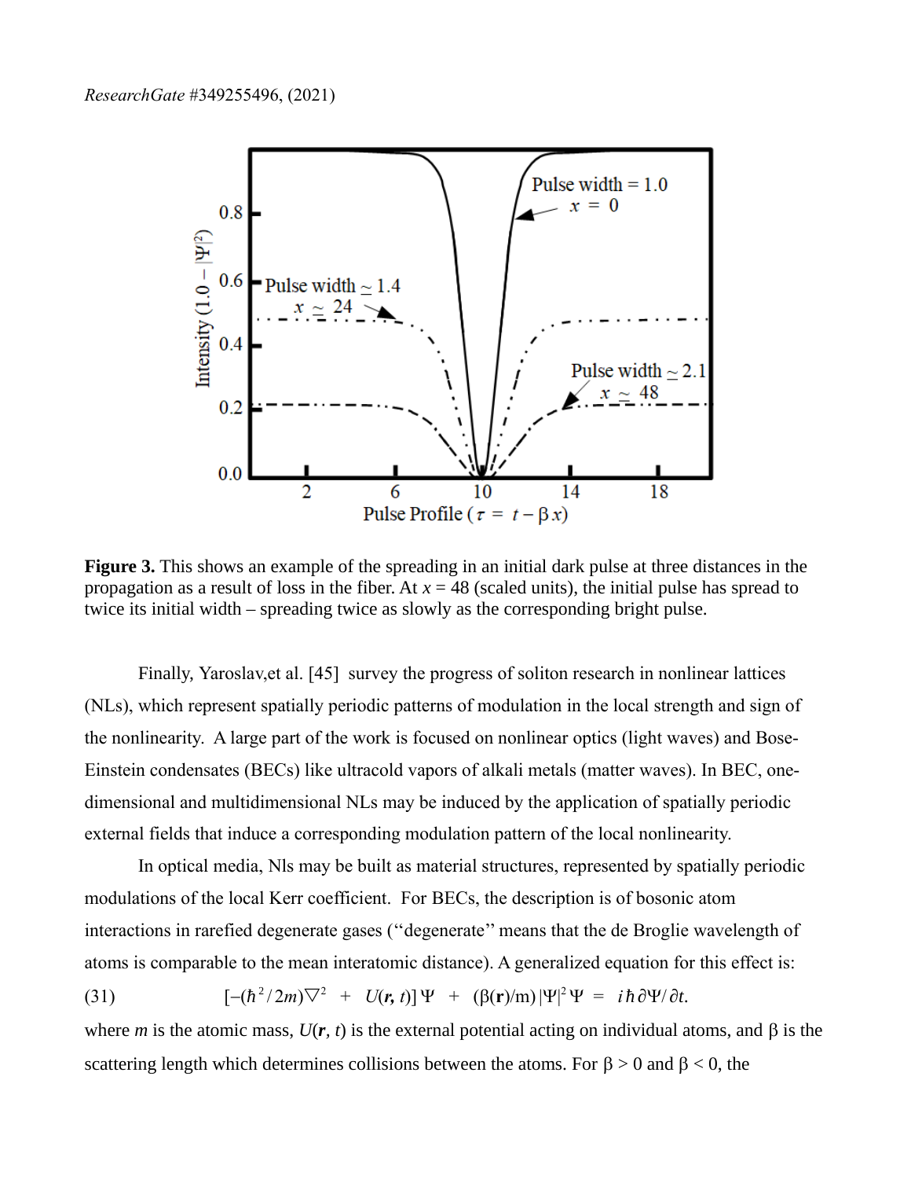**Figure 3.** This shows an example of the spreading in an initial dark pulse at three distances in the propagation as a result of loss in the fiber. At $x = 48$ (scaled units), the initial pulse has spread to twice its initial width – spreading twice as slowly as the corresponding bright pulse.

Finally, Yaroslav,et al. [45] survey the progress of soliton research in nonlinear lattices (NLs), which represent spatially periodic patterns of modulation in the local strength and sign of the nonlinearity. A large part of the work is focused on nonlinear optics (light waves) and Bose-Einstein condensates (BECs) like ultracold vapors of alkali metals (matter waves). In BEC, one-dimensional and multidimensional NLs may be induced by the application of spatially periodic external fields that induce a corresponding modulation pattern of the local nonlinearity.

In optical media, Nls may be built as material structures, represented by spatially periodic modulations of the local Kerr coefficient. For BECs, the description is of bosonic atom interactions in rarefied degenerate gases (“degenerate” means that the de Broglie wavelength of atoms is comparable to the mean interatomic distance). A generalized equation for this effect is:

$$[-(\hbar^2/2m)\nabla^2 + U(\mathbf{r}, t)]\Psi + (\beta(\mathbf{r})/m)|\Psi|^2\Psi = i\hbar\,\partial\Psi/\partial t. \tag{31}$$

where $m$ is the atomic mass, $U(\mathbf{r}, t)$ is the external potential acting on individual atoms, and $\beta$ is the scattering length which determines collisions between the atoms. For $\beta > 0$ and $\beta < 0$, the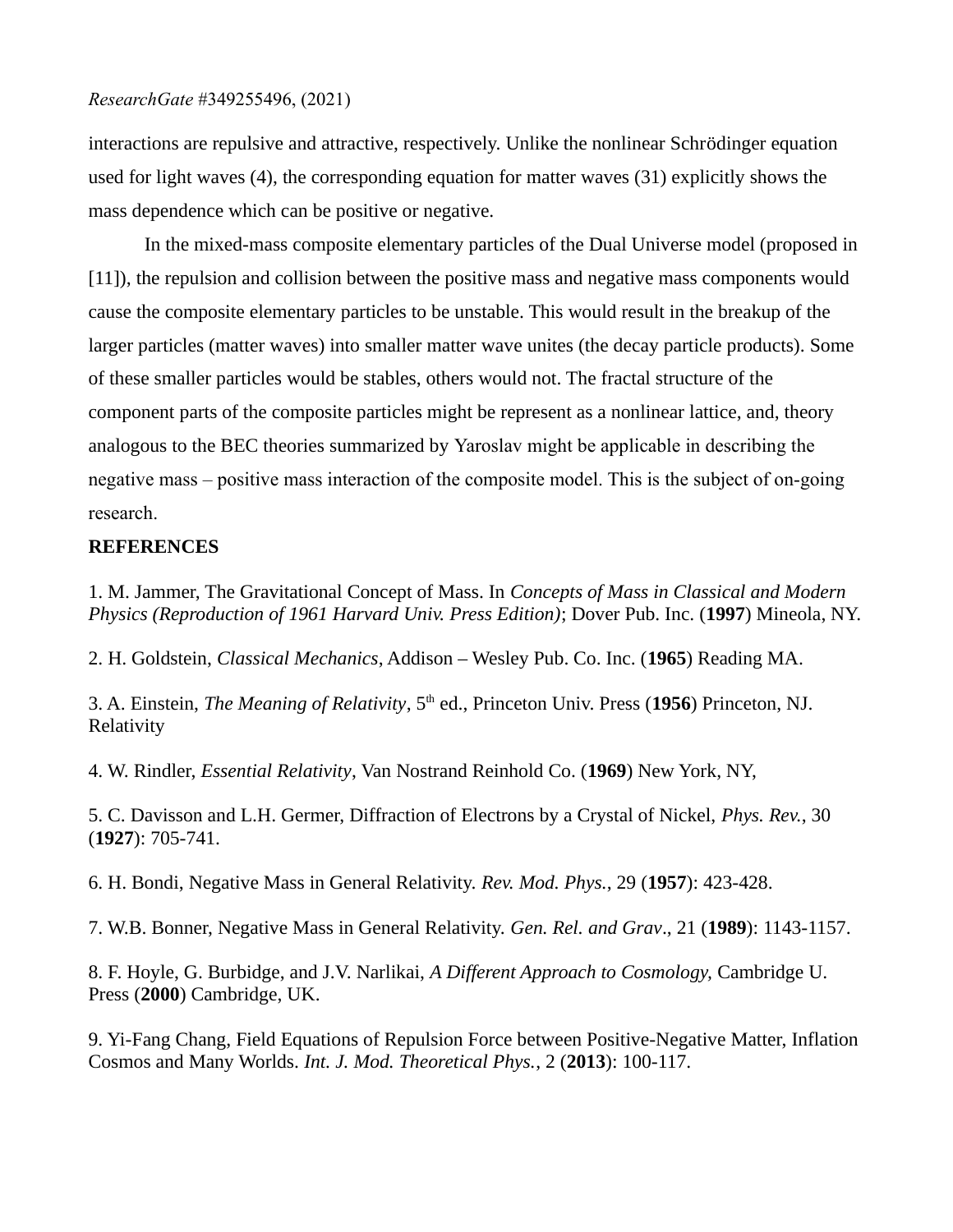interactions are repulsive and attractive, respectively. Unlike the nonlinear Schrödinger equation used for light waves (4), the corresponding equation for matter waves (31) explicitly shows the mass dependence which can be positive or negative.

In the mixed-mass composite elementary particles of the Dual Universe model (proposed in [11]), the repulsion and collision between the positive mass and negative mass components would cause the composite elementary particles to be unstable. This would result in the breakup of the larger particles (matter waves) into smaller matter wave unites (the decay particle products). Some of these smaller particles would be stables, others would not. The fractal structure of the component parts of the composite particles might be represent as a nonlinear lattice, and, theory analogous to the BEC theories summarized by Yaroslav might be applicable in describing the negative mass – positive mass interaction of the composite model. This is the subject of on-going research.

**REFERENCES**

1. M. Jammer, The Gravitational Concept of Mass. In *Concepts of Mass in Classical and Modern Physics (Reproduction of 1961 Harvard Univ. Press Edition)*; Dover Pub. Inc. (**1997**) Mineola, NY.

2. H. Goldstein, *Classical Mechanics*, Addison – Wesley Pub. Co. Inc. (**1965**) Reading MA.

3. A. Einstein, *The Meaning of Relativity*, 5th ed., Princeton Univ. Press (**1956**) Princeton, NJ. Relativity

4. W. Rindler, *Essential Relativity*, Van Nostrand Reinhold Co. (**1969**) New York, NY,

5. C. Davisson and L.H. Germer, Diffraction of Electrons by a Crystal of Nickel, *Phys. Rev.*, 30 (**1927**): 705-741.

6. H. Bondi, Negative Mass in General Relativity. *Rev. Mod. Phys.*, 29 (**1957**): 423-428.

7. W.B. Bonner, Negative Mass in General Relativity. *Gen. Rel. and Grav*., 21 (**1989**): 1143-1157.

8. F. Hoyle, G. Burbidge, and J.V. Narlikai, *A Different Approach to Cosmology,* Cambridge U. Press (**2000**) Cambridge, UK.

9. Yi-Fang Chang, Field Equations of Repulsion Force between Positive-Negative Matter, Inflation Cosmos and Many Worlds. *Int. J. Mod. Theoretical Phys.*, 2 (**2013**): 100-117.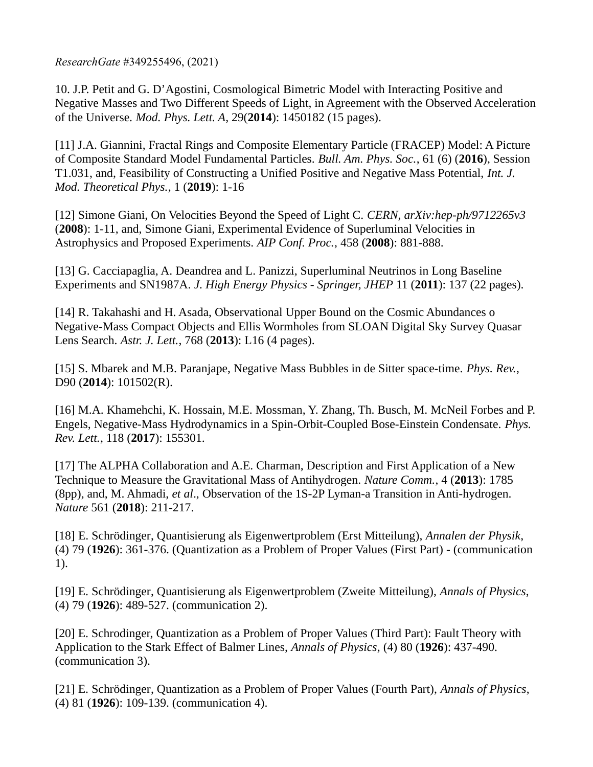*ResearchGate* #349255496, (2021)

10. J.P. Petit and G. D'Agostini, Cosmological Bimetric Model with Interacting Positive and Negative Masses and Two Different Speeds of Light, in Agreement with the Observed Acceleration of the Universe. *Mod. Phys. Lett. A*, 29(**2014**): 1450182 (15 pages).

[11] J.A. Giannini, Fractal Rings and Composite Elementary Particle (FRACEP) Model: A Picture of Composite Standard Model Fundamental Particles. *Bull. Am. Phys. Soc.*, 61 (6) (**2016**), Session T1.031, and, Feasibility of Constructing a Unified Positive and Negative Mass Potential, *Int. J. Mod. Theoretical Phys.*, 1 (**2019**): 1-16

[12] Simone Giani, On Velocities Beyond the Speed of Light C. *CERN*, *arXiv:hep-ph/9712265v3* (**2008**): 1-11, and, Simone Giani, Experimental Evidence of Superluminal Velocities in Astrophysics and Proposed Experiments. *AIP Conf. Proc.*, 458 (**2008**): 881-888.

[13] G. Cacciapaglia, A. Deandrea and L. Panizzi, Superluminal Neutrinos in Long Baseline Experiments and SN1987A. *J. High Energy Physics - Springer, JHEP* 11 (**2011**): 137 (22 pages).

[14] R. Takahashi and H. Asada, Observational Upper Bound on the Cosmic Abundances o Negative-Mass Compact Objects and Ellis Wormholes from SLOAN Digital Sky Survey Quasar Lens Search. *Astr. J. Lett.*, 768 (**2013**): L16 (4 pages).

[15] S. Mbarek and M.B. Paranjape, Negative Mass Bubbles in de Sitter space-time. *Phys. Rev.*, D90 (**2014**): 101502(R).

[16] M.A. Khamehchi, K. Hossain, M.E. Mossman, Y. Zhang, Th. Busch, M. McNeil Forbes and P. Engels, Negative-Mass Hydrodynamics in a Spin-Orbit-Coupled Bose-Einstein Condensate. *Phys. Rev. Lett.*, 118 (**2017**): 155301.

[17] The ALPHA Collaboration and A.E. Charman, Description and First Application of a New Technique to Measure the Gravitational Mass of Antihydrogen. *Nature Comm.*, 4 (**2013**): 1785 (8pp), and, M. Ahmadi, *et al*., Observation of the 1S-2P Lyman-a Transition in Anti-hydrogen. *Nature* 561 (**2018**): 211-217.

[18] E. Schrödinger, Quantisierung als Eigenwertproblem (Erst Mitteilung), *Annalen der Physik*, (4) 79 (**1926**): 361-376. (Quantization as a Problem of Proper Values (First Part) - (communication 1).

[19] E. Schrödinger, Quantisierung als Eigenwertproblem (Zweite Mitteilung), *Annals of Physics*, (4) 79 (**1926**): 489-527. (communication 2).

[20] E. Schrodinger, Quantization as a Problem of Proper Values (Third Part): Fault Theory with Application to the Stark Effect of Balmer Lines, *Annals of Physics*, (4) 80 (**1926**): 437-490. (communication 3).

[21] E. Schrödinger, Quantization as a Problem of Proper Values (Fourth Part), *Annals of Physics*, (4) 81 (**1926**): 109-139. (communication 4).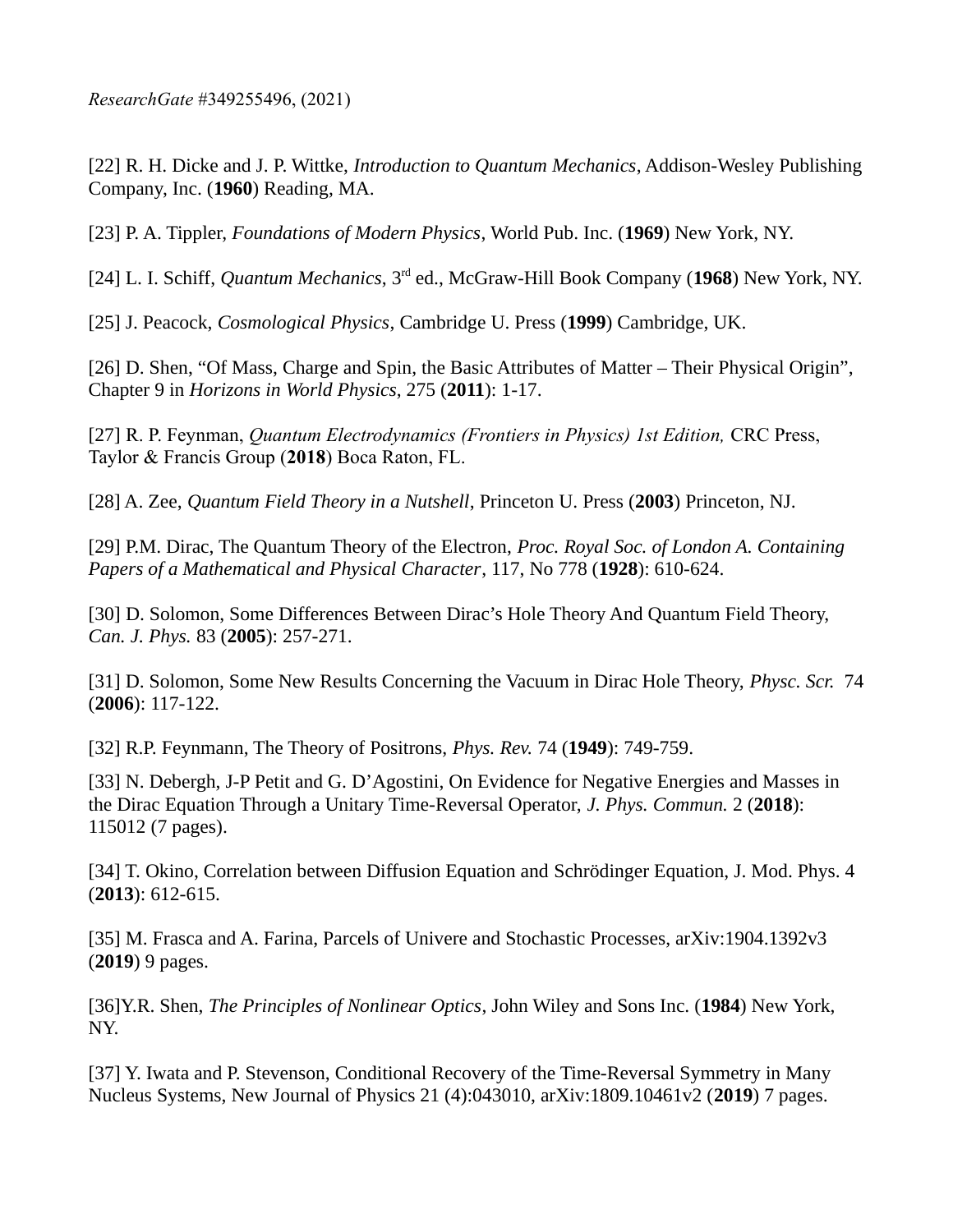*ResearchGate* #349255496, (2021)

[22] R. H. Dicke and J. P. Wittke, *Introduction to Quantum Mechanics*, Addison-Wesley Publishing Company, Inc. (**1960**) Reading, MA.

[23] P. A. Tippler, *Foundations of Modern Physics*, World Pub. Inc. (**1969**) New York, NY.

[24] L. I. Schiff, *Quantum Mechanics*, 3rd ed., McGraw-Hill Book Company (**1968**) New York, NY.

[25] J. Peacock, *Cosmological Physics*, Cambridge U. Press (**1999**) Cambridge, UK.

[26] D. Shen, "Of Mass, Charge and Spin, the Basic Attributes of Matter – Their Physical Origin", Chapter 9 in *Horizons in World Physics*, 275 (**2011**): 1-17.

[27] R. P. Feynman, *Quantum Electrodynamics (Frontiers in Physics) 1st Edition,* CRC Press, Taylor & Francis Group (**2018**) Boca Raton, FL.

[28] A. Zee, *Quantum Field Theory in a Nutshell*, Princeton U. Press (**2003**) Princeton, NJ.

[29] P.M. Dirac, The Quantum Theory of the Electron, *Proc. Royal Soc. of London A. Containing Papers of a Mathematical and Physical Character*, 117, No 778 (**1928**): 610-624.

[30] D. Solomon, Some Differences Between Dirac's Hole Theory And Quantum Field Theory, *Can. J. Phys.* 83 (**2005**): 257-271.

[31] D. Solomon, Some New Results Concerning the Vacuum in Dirac Hole Theory, *Physc. Scr.* 74 (**2006**): 117-122.

[32] R.P. Feynmann, The Theory of Positrons, *Phys. Rev.* 74 (**1949**): 749-759.

[33] N. Debergh, J-P Petit and G. D'Agostini, On Evidence for Negative Energies and Masses in the Dirac Equation Through a Unitary Time-Reversal Operator, *J. Phys. Commun.* 2 (**2018**): 115012 (7 pages).

[34] T. Okino, Correlation between Diffusion Equation and Schrödinger Equation, J. Mod. Phys. 4 (**2013**): 612-615.

[35] M. Frasca and A. Farina, Parcels of Univere and Stochastic Processes, arXiv:1904.1392v3 (**2019**) 9 pages.

[36]Y.R. Shen, *The Principles of Nonlinear Optics*, John Wiley and Sons Inc. (**1984**) New York, NY.

[37] Y. Iwata and P. Stevenson, Conditional Recovery of the Time-Reversal Symmetry in Many Nucleus Systems, New Journal of Physics 21 (4):043010, arXiv:1809.10461v2 (**2019**) 7 pages.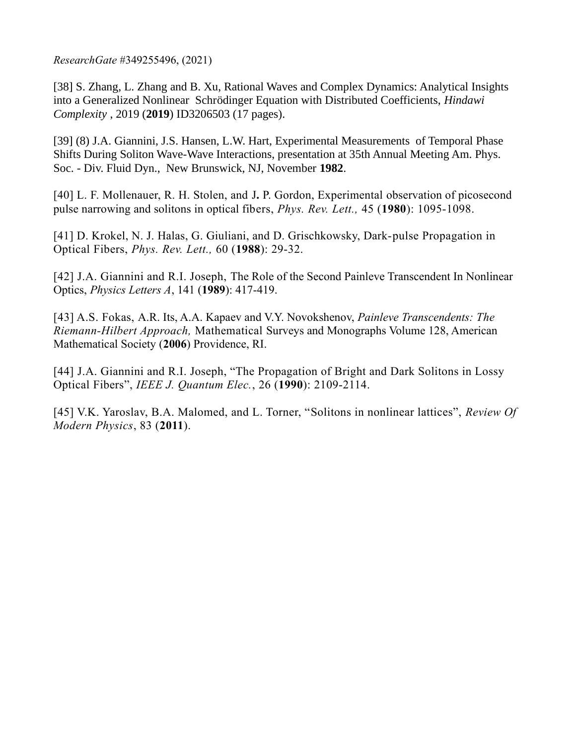*ResearchGate* #349255496, (2021)

[38] S. Zhang, L. Zhang and B. Xu, Rational Waves and Complex Dynamics: Analytical Insights into a Generalized Nonlinear Schrödinger Equation with Distributed Coefficients, *Hindawi Complexity* , 2019 (**2019**) ID3206503 (17 pages).

[39] (8) J.A. Giannini, J.S. Hansen, L.W. Hart, Experimental Measurements of Temporal Phase Shifts During Soliton Wave-Wave Interactions, presentation at 35th Annual Meeting Am. Phys. Soc. - Div. Fluid Dyn., New Brunswick, NJ, November **1982**.

[40] L. F. Mollenauer, R. H. Stolen, and J**.** P. Gordon, Experimental observation of picosecond pulse narrowing and solitons in optical fibers, *Phys. Rev. Lett.,* 45 (**1980**): 1095-1098.

[41] D. Krokel, N. J. Halas, G. Giuliani, and D. Grischkowsky, Dark-pulse Propagation in Optical Fibers, *Phys. Rev. Lett.,* 60 (**1988**): 29-32.

[42] J.A. Giannini and R.I. Joseph, The Role of the Second Painleve Transcendent In Nonlinear Optics, *Physics Letters A*, 141 (**1989**): 417-419.

[43] A.S. Fokas, A.R. Its, A.A. Kapaev and V.Y. Novokshenov, *Painleve Transcendents: The Riemann-Hilbert Approach,* Mathematical Surveys and Monographs Volume 128, American Mathematical Society (**2006**) Providence, RI.

[44] J.A. Giannini and R.I. Joseph, "The Propagation of Bright and Dark Solitons in Lossy Optical Fibers", *IEEE J. Quantum Elec.*, 26 (**1990**): 2109-2114.

[45] V.K. Yaroslav, B.A. Malomed, and L. Torner, "Solitons in nonlinear lattices", *Review Of Modern Physics*, 83 (**2011**).